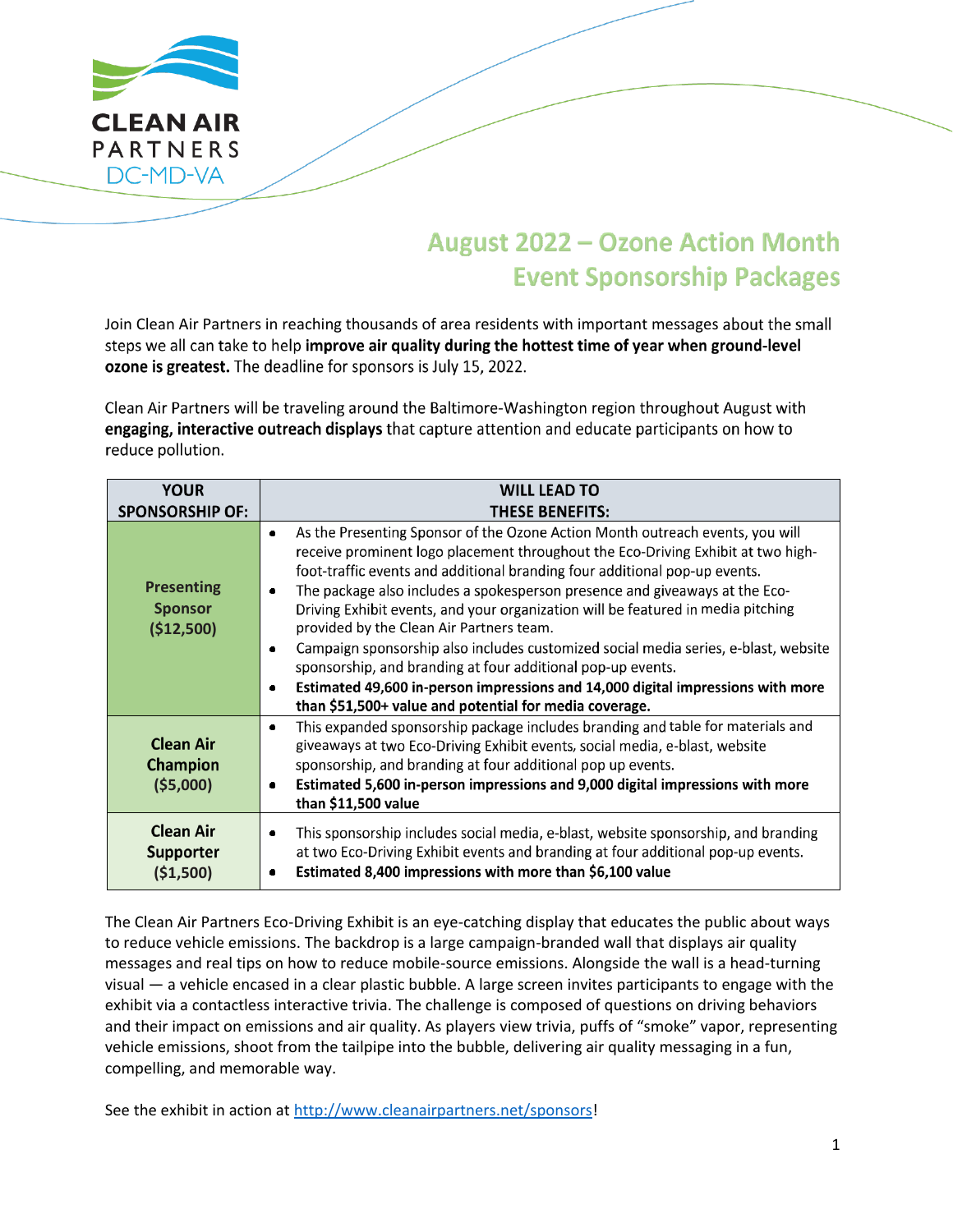CLEAN AIR PARTNERS DC-MD-VA

# August 2022 – Ozone Action Month Event Sponsorship Packages

Join Clean Air Partners in reaching thousands of area residents with important messages about the small steps we all can take to help **improve air quality during the hottest time of year when ground-level ozone is greatest.** The deadline for sponsors is July 15, 2022.

Clean Air Partners will be traveling around the Baltimore-Washington region throughout August with **engaging, interactive outreach displays** that capture attention and educate participants on how to reduce pollution.

| YOUR SPONSORSHIP OF: | WILL LEAD TO THESE BENEFITS: |
|---|---|
| **Presenting Sponsor ($12,500)** | • As the Presenting Sponsor of the Ozone Action Month outreach events, you will receive prominent logo placement throughout the Eco-Driving Exhibit at two high-foot-traffic events and additional branding four additional pop-up events.<br>• The package also includes a spokesperson presence and giveaways at the Eco-Driving Exhibit events, and your organization will be featured in media pitching provided by the Clean Air Partners team.<br>• Campaign sponsorship also includes customized social media series, e-blast, website sponsorship, and branding at four additional pop-up events.<br>• **Estimated 49,600 in-person impressions and 14,000 digital impressions with more than $51,500+ value and potential for media coverage.** |
| **Clean Air Champion ($5,000)** | • This expanded sponsorship package includes branding and table for materials and giveaways at two Eco-Driving Exhibit events, social media, e-blast, website sponsorship, and branding at four additional pop up events.<br>• **Estimated 5,600 in-person impressions and 9,000 digital impressions with more than $11,500 value** |
| **Clean Air Supporter ($1,500)** | • This sponsorship includes social media, e-blast, website sponsorship, and branding at two Eco-Driving Exhibit events and branding at four additional pop-up events.<br>• **Estimated 8,400 impressions with more than $6,100 value** |

The Clean Air Partners Eco-Driving Exhibit is an eye-catching display that educates the public about ways to reduce vehicle emissions. The backdrop is a large campaign-branded wall that displays air quality messages and real tips on how to reduce mobile-source emissions. Alongside the wall is a head-turning visual — a vehicle encased in a clear plastic bubble. A large screen invites participants to engage with the exhibit via a contactless interactive trivia. The challenge is composed of questions on driving behaviors and their impact on emissions and air quality. As players view trivia, puffs of "smoke" vapor, representing vehicle emissions, shoot from the tailpipe into the bubble, delivering air quality messaging in a fun, compelling, and memorable way.

See the exhibit in action at [http://www.cleanairpartners.net/sponsors](http://www.cleanairpartners.net/sponsors)!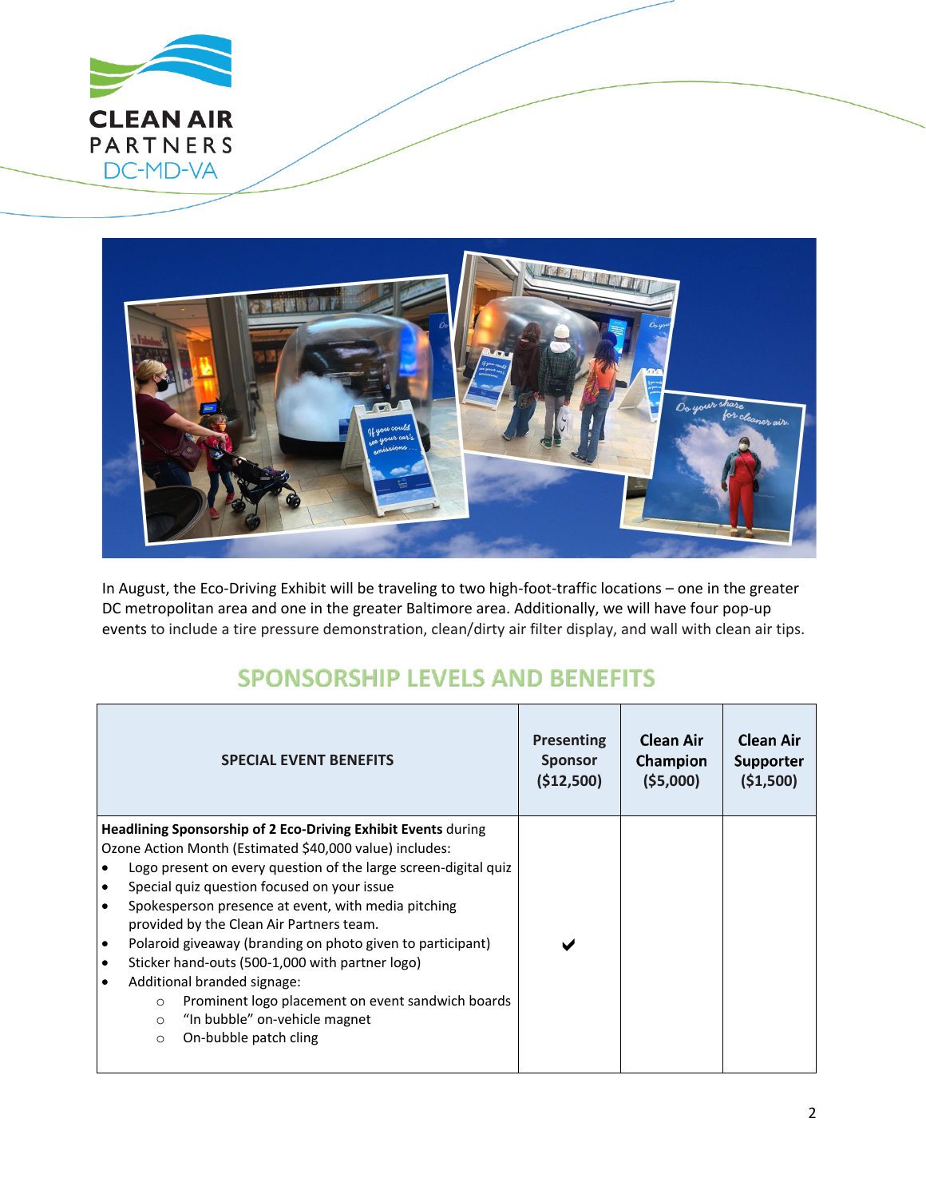In August, the Eco-Driving Exhibit will be traveling to two high-foot-traffic locations – one in the greater DC metropolitan area and one in the greater Baltimore area. Additionally, we will have four pop-up events to include a tire pressure demonstration, clean/dirty air filter display, and wall with clean air tips.

## SPONSORSHIP LEVELS AND BENEFITS

| SPECIAL EVENT BENEFITS | Presenting Sponsor ($12,500) | Clean Air Champion ($5,000) | Clean Air Supporter ($1,500) |
|---|---|---|---|
| **Headlining Sponsorship of 2 Eco-Driving Exhibit Events** during Ozone Action Month (Estimated $40,000 value) includes:<br>• Logo present on every question of the large screen-digital quiz<br>• Special quiz question focused on your issue<br>• Spokesperson presence at event, with media pitching provided by the Clean Air Partners team.<br>• Polaroid giveaway (branding on photo given to participant)<br>• Sticker hand-outs (500-1,000 with partner logo)<br>• Additional branded signage:<br>  ○ Prominent logo placement on event sandwich boards<br>  ○ "In bubble" on-vehicle magnet<br>  ○ On-bubble patch cling | ✔ | | |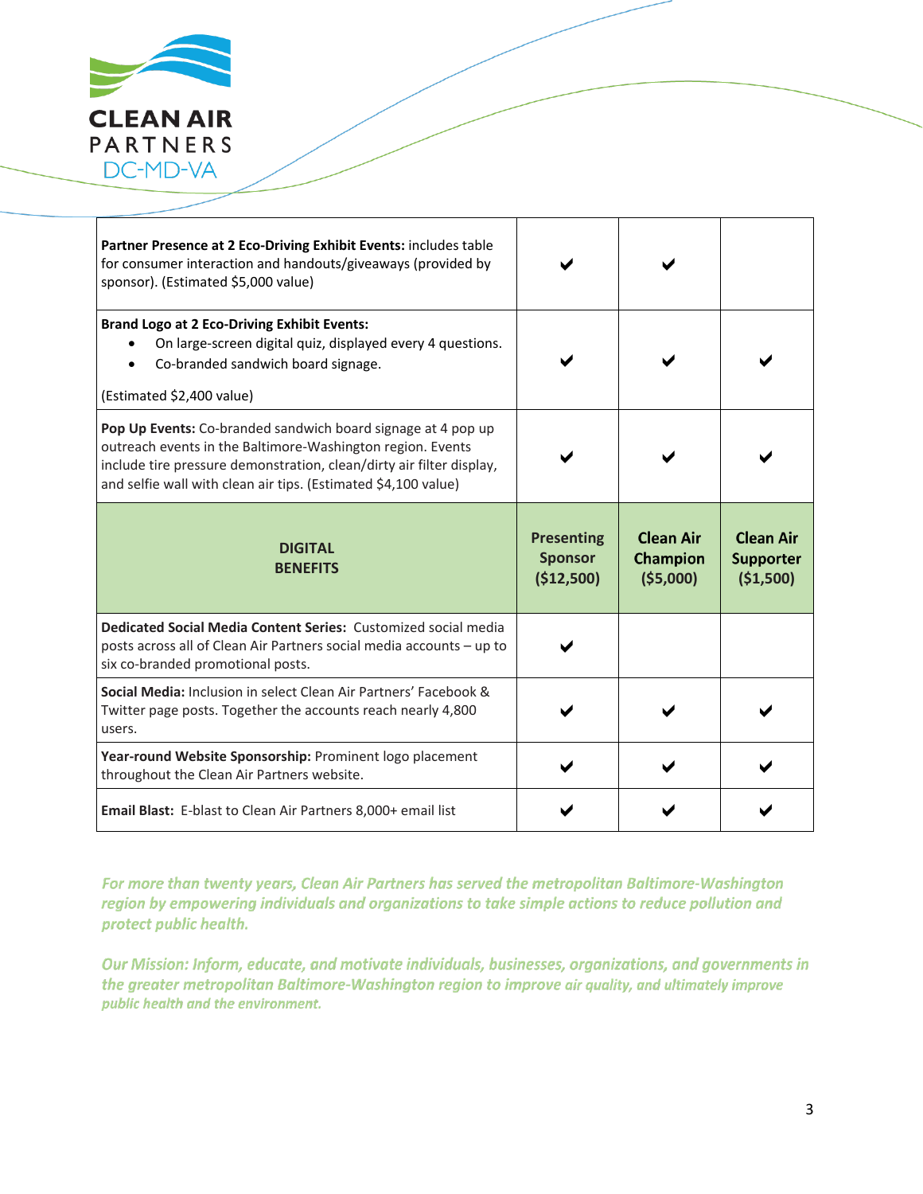| | | | |
|---|---|---|---|
| **Partner Presence at 2 Eco-Driving Exhibit Events:** includes table for consumer interaction and handouts/giveaways (provided by sponsor). (Estimated $5,000 value) | ✔ | ✔ | |
| **Brand Logo at 2 Eco-Driving Exhibit Events:**<br>• On large-screen digital quiz, displayed every 4 questions.<br>• Co-branded sandwich board signage.<br><br>(Estimated $2,400 value) | ✔ | ✔ | ✔ |
| **Pop Up Events:** Co-branded sandwich board signage at 4 pop up outreach events in the Baltimore-Washington region. Events include tire pressure demonstration, clean/dirty air filter display, and selfie wall with clean air tips. (Estimated $4,100 value) | ✔ | ✔ | ✔ |
| **DIGITAL BENEFITS** | **Presenting Sponsor ($12,500)** | **Clean Air Champion ($5,000)** | **Clean Air Supporter ($1,500)** |
| **Dedicated Social Media Content Series:** Customized social media posts across all of Clean Air Partners social media accounts – up to six co-branded promotional posts. | ✔ | | |
| **Social Media:** Inclusion in select Clean Air Partners' Facebook & Twitter page posts. Together the accounts reach nearly 4,800 users. | ✔ | ✔ | ✔ |
| **Year-round Website Sponsorship:** Prominent logo placement throughout the Clean Air Partners website. | ✔ | ✔ | ✔ |
| **Email Blast:** E-blast to Clean Air Partners 8,000+ email list | ✔ | ✔ | ✔ |

*For more than twenty years, Clean Air Partners has served the metropolitan Baltimore-Washington region by empowering individuals and organizations to take simple actions to reduce pollution and protect public health.*

*Our Mission: Inform, educate, and motivate individuals, businesses, organizations, and governments in the greater metropolitan Baltimore-Washington region to improve air quality, and ultimately improve public health and the environment.*